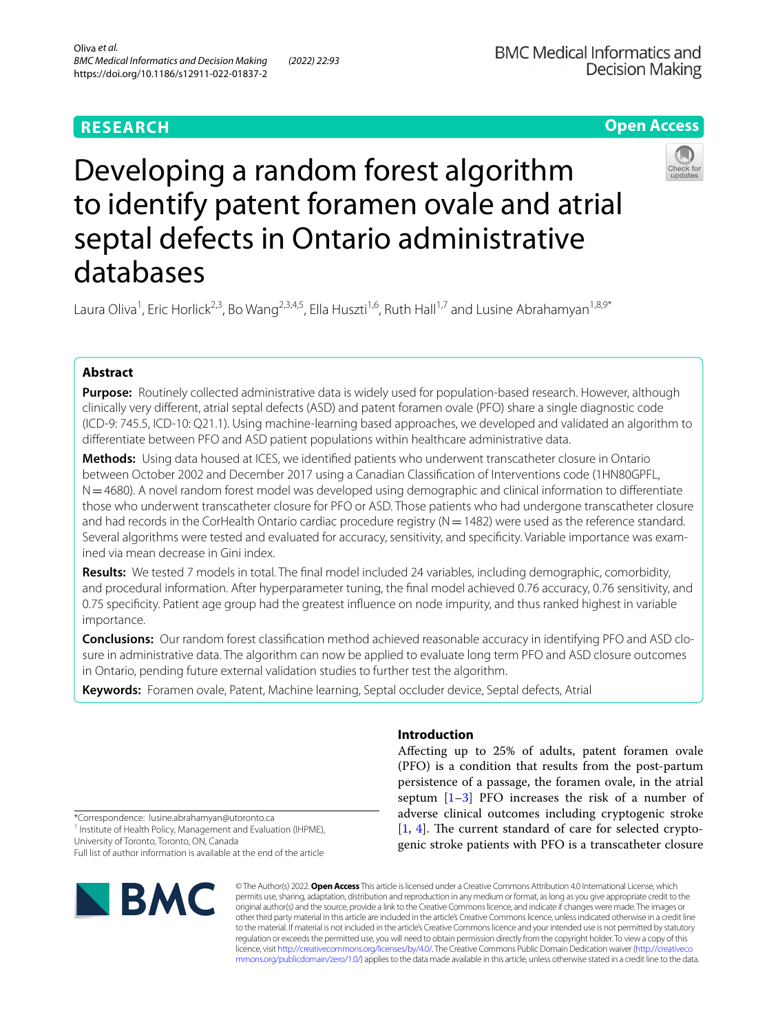RESEARCH

Open Access

# Developing a random forest algorithm to identify patent foramen ovale and atrial septal defects in Ontario administrative databases

Laura Oliva[1], Eric Horlick[2,3], Bo Wang[2,3,4,5], Ella Huszti[1,6], Ruth Hall[1,7] and Lusine Abrahamyan[1,8,9*]

## Abstract

**Purpose:** Routinely collected administrative data is widely used for population-based research. However, although clinically very different, atrial septal defects (ASD) and patent foramen ovale (PFO) share a single diagnostic code (ICD-9: 745.5, ICD-10: Q21.1). Using machine-learning based approaches, we developed and validated an algorithm to differentiate between PFO and ASD patient populations within healthcare administrative data.

**Methods:** Using data housed at ICES, we identified patients who underwent transcatheter closure in Ontario between October 2002 and December 2017 using a Canadian Classification of Interventions code (1HN80GPFL, N = 4680). A novel random forest model was developed using demographic and clinical information to differentiate those who underwent transcatheter closure for PFO or ASD. Those patients who had undergone transcatheter closure and had records in the CorHealth Ontario cardiac procedure registry (N = 1482) were used as the reference standard. Several algorithms were tested and evaluated for accuracy, sensitivity, and specificity. Variable importance was examined via mean decrease in Gini index.

**Results:** We tested 7 models in total. The final model included 24 variables, including demographic, comorbidity, and procedural information. After hyperparameter tuning, the final model achieved 0.76 accuracy, 0.76 sensitivity, and 0.75 specificity. Patient age group had the greatest influence on node impurity, and thus ranked highest in variable importance.

**Conclusions:** Our random forest classification method achieved reasonable accuracy in identifying PFO and ASD closure in administrative data. The algorithm can now be applied to evaluate long term PFO and ASD closure outcomes in Ontario, pending future external validation studies to further test the algorithm.

**Keywords:** Foramen ovale, Patent, Machine learning, Septal occluder device, Septal defects, Atrial

## Introduction

Affecting up to 25% of adults, patent foramen ovale (PFO) is a condition that results from the post-partum persistence of a passage, the foramen ovale, in the atrial septum [1–3] PFO increases the risk of a number of adverse clinical outcomes including cryptogenic stroke [1, 4]. The current standard of care for selected cryptogenic stroke patients with PFO is a transcatheter closure

*Correspondence: lusine.abrahamyan@utoronto.ca
[1] Institute of Health Policy, Management and Evaluation (IHPME), University of Toronto, Toronto, ON, Canada
Full list of author information is available at the end of the article

© The Author(s) 2022. **Open Access** This article is licensed under a Creative Commons Attribution 4.0 International License, which permits use, sharing, adaptation, distribution and reproduction in any medium or format, as long as you give appropriate credit to the original author(s) and the source, provide a link to the Creative Commons licence, and indicate if changes were made. The images or other third party material in this article are included in the article's Creative Commons licence, unless indicated otherwise in a credit line to the material. If material is not included in the article's Creative Commons licence and your intended use is not permitted by statutory regulation or exceeds the permitted use, you will need to obtain permission directly from the copyright holder. To view a copy of this licence, visit http://creativecommons.org/licenses/by/4.0/. The Creative Commons Public Domain Dedication waiver (http://creativecommons.org/publicdomain/zero/1.0/) applies to the data made available in this article, unless otherwise stated in a credit line to the data.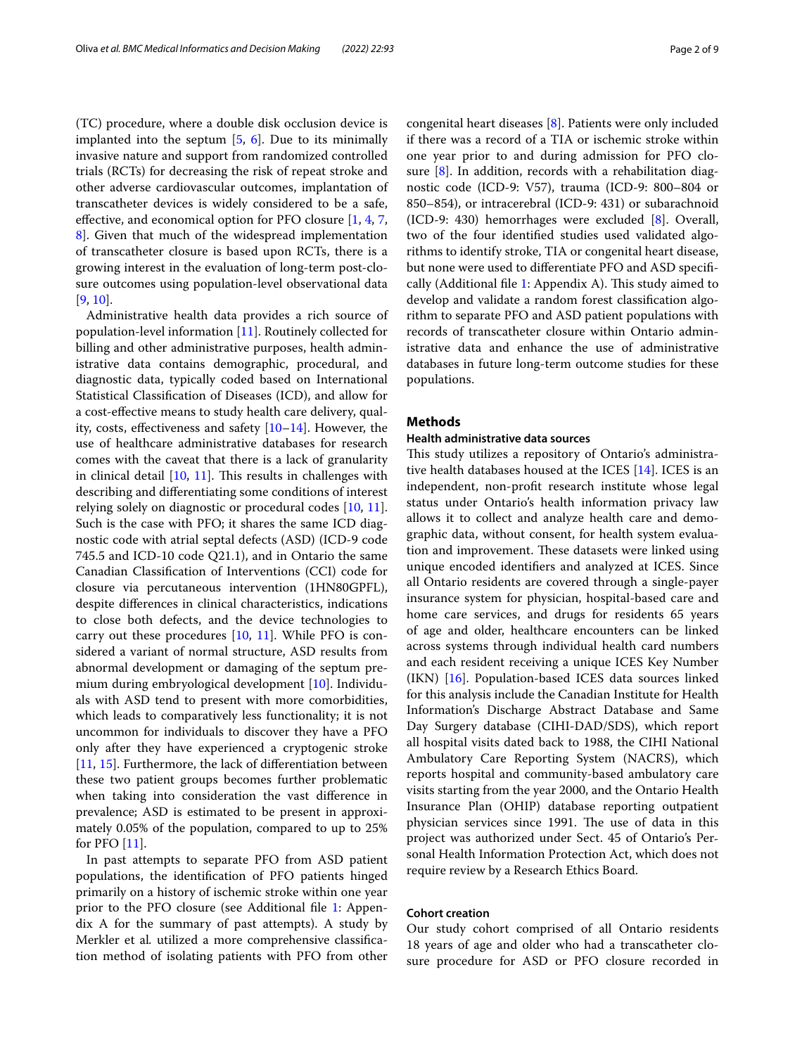(TC) procedure, where a double disk occlusion device is implanted into the septum [5, 6]. Due to its minimally invasive nature and support from randomized controlled trials (RCTs) for decreasing the risk of repeat stroke and other adverse cardiovascular outcomes, implantation of transcatheter devices is widely considered to be a safe, effective, and economical option for PFO closure [1, 4, 7, 8]. Given that much of the widespread implementation of transcatheter closure is based upon RCTs, there is a growing interest in the evaluation of long-term post-closure outcomes using population-level observational data [9, 10].

Administrative health data provides a rich source of population-level information [11]. Routinely collected for billing and other administrative purposes, health administrative data contains demographic, procedural, and diagnostic data, typically coded based on International Statistical Classification of Diseases (ICD), and allow for a cost-effective means to study health care delivery, quality, costs, effectiveness and safety [10–14]. However, the use of healthcare administrative databases for research comes with the caveat that there is a lack of granularity in clinical detail [10, 11]. This results in challenges with describing and differentiating some conditions of interest relying solely on diagnostic or procedural codes [10, 11]. Such is the case with PFO; it shares the same ICD diagnostic code with atrial septal defects (ASD) (ICD-9 code 745.5 and ICD-10 code Q21.1), and in Ontario the same Canadian Classification of Interventions (CCI) code for closure via percutaneous intervention (1HN80GPFL), despite differences in clinical characteristics, indications to close both defects, and the device technologies to carry out these procedures [10, 11]. While PFO is considered a variant of normal structure, ASD results from abnormal development or damaging of the septum premium during embryological development [10]. Individuals with ASD tend to present with more comorbidities, which leads to comparatively less functionality; it is not uncommon for individuals to discover they have a PFO only after they have experienced a cryptogenic stroke [11, 15]. Furthermore, the lack of differentiation between these two patient groups becomes further problematic when taking into consideration the vast difference in prevalence; ASD is estimated to be present in approximately 0.05% of the population, compared to up to 25% for PFO [11].

In past attempts to separate PFO from ASD patient populations, the identification of PFO patients hinged primarily on a history of ischemic stroke within one year prior to the PFO closure (see Additional file 1: Appendix A for the summary of past attempts). A study by Merkler et al. utilized a more comprehensive classification method of isolating patients with PFO from other congenital heart diseases [8]. Patients were only included if there was a record of a TIA or ischemic stroke within one year prior to and during admission for PFO closure [8]. In addition, records with a rehabilitation diagnostic code (ICD-9: V57), trauma (ICD-9: 800–804 or 850–854), or intracerebral (ICD-9: 431) or subarachnoid (ICD-9: 430) hemorrhages were excluded [8]. Overall, two of the four identified studies used validated algorithms to identify stroke, TIA or congenital heart disease, but none were used to differentiate PFO and ASD specifically (Additional file 1: Appendix A). This study aimed to develop and validate a random forest classification algorithm to separate PFO and ASD patient populations with records of transcatheter closure within Ontario administrative data and enhance the use of administrative databases in future long-term outcome studies for these populations.

## Methods

### Health administrative data sources

This study utilizes a repository of Ontario's administrative health databases housed at the ICES [14]. ICES is an independent, non-profit research institute whose legal status under Ontario's health information privacy law allows it to collect and analyze health care and demographic data, without consent, for health system evaluation and improvement. These datasets were linked using unique encoded identifiers and analyzed at ICES. Since all Ontario residents are covered through a single-payer insurance system for physician, hospital-based care and home care services, and drugs for residents 65 years of age and older, healthcare encounters can be linked across systems through individual health card numbers and each resident receiving a unique ICES Key Number (IKN) [16]. Population-based ICES data sources linked for this analysis include the Canadian Institute for Health Information's Discharge Abstract Database and Same Day Surgery database (CIHI-DAD/SDS), which report all hospital visits dated back to 1988, the CIHI National Ambulatory Care Reporting System (NACRS), which reports hospital and community-based ambulatory care visits starting from the year 2000, and the Ontario Health Insurance Plan (OHIP) database reporting outpatient physician services since 1991. The use of data in this project was authorized under Sect. 45 of Ontario's Personal Health Information Protection Act, which does not require review by a Research Ethics Board.

### Cohort creation

Our study cohort comprised of all Ontario residents 18 years of age and older who had a transcatheter closure procedure for ASD or PFO closure recorded in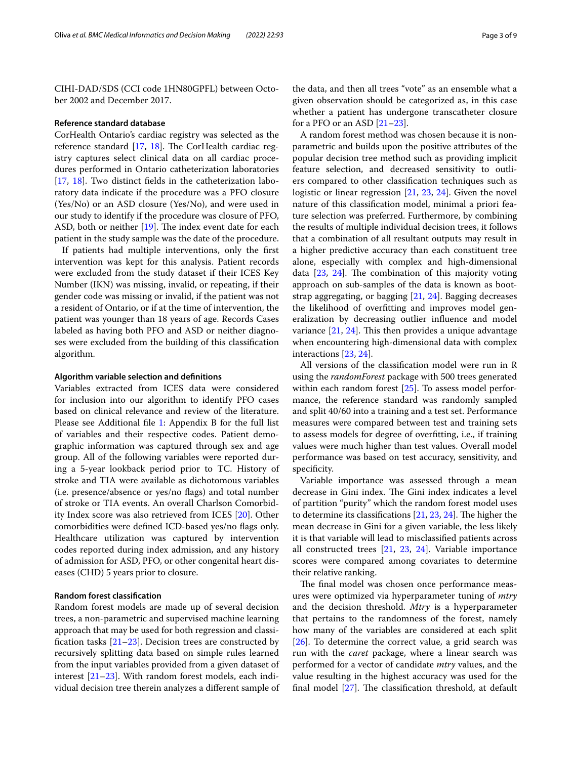CIHI-DAD/SDS (CCI code 1HN80GPFL) between October 2002 and December 2017.

### Reference standard database

CorHealth Ontario's cardiac registry was selected as the reference standard [17, 18]. The CorHealth cardiac registry captures select clinical data on all cardiac procedures performed in Ontario catheterization laboratories [17, 18]. Two distinct fields in the catheterization laboratory data indicate if the procedure was a PFO closure (Yes/No) or an ASD closure (Yes/No), and were used in our study to identify if the procedure was closure of PFO, ASD, both or neither [19]. The index event date for each patient in the study sample was the date of the procedure.

If patients had multiple interventions, only the first intervention was kept for this analysis. Patient records were excluded from the study dataset if their ICES Key Number (IKN) was missing, invalid, or repeating, if their gender code was missing or invalid, if the patient was not a resident of Ontario, or if at the time of intervention, the patient was younger than 18 years of age. Records Cases labeled as having both PFO and ASD or neither diagnoses were excluded from the building of this classification algorithm.

### Algorithm variable selection and definitions

Variables extracted from ICES data were considered for inclusion into our algorithm to identify PFO cases based on clinical relevance and review of the literature. Please see Additional file 1: Appendix B for the full list of variables and their respective codes. Patient demographic information was captured through sex and age group. All of the following variables were reported during a 5-year lookback period prior to TC. History of stroke and TIA were available as dichotomous variables (i.e. presence/absence or yes/no flags) and total number of stroke or TIA events. An overall Charlson Comorbidity Index score was also retrieved from ICES [20]. Other comorbidities were defined ICD-based yes/no flags only. Healthcare utilization was captured by intervention codes reported during index admission, and any history of admission for ASD, PFO, or other congenital heart diseases (CHD) 5 years prior to closure.

### Random forest classification

Random forest models are made up of several decision trees, a non-parametric and supervised machine learning approach that may be used for both regression and classification tasks [21–23]. Decision trees are constructed by recursively splitting data based on simple rules learned from the input variables provided from a given dataset of interest [21–23]. With random forest models, each individual decision tree therein analyzes a different sample of the data, and then all trees "vote" as an ensemble what a given observation should be categorized as, in this case whether a patient has undergone transcatheter closure for a PFO or an ASD [21–23].

A random forest method was chosen because it is non-parametric and builds upon the positive attributes of the popular decision tree method such as providing implicit feature selection, and decreased sensitivity to outliers compared to other classification techniques such as logistic or linear regression [21, 23, 24]. Given the novel nature of this classification model, minimal a priori feature selection was preferred. Furthermore, by combining the results of multiple individual decision trees, it follows that a combination of all resultant outputs may result in a higher predictive accuracy than each constituent tree alone, especially with complex and high-dimensional data [23, 24]. The combination of this majority voting approach on sub-samples of the data is known as bootstrap aggregating, or bagging [21, 24]. Bagging decreases the likelihood of overfitting and improves model generalization by decreasing outlier influence and model variance [21, 24]. This then provides a unique advantage when encountering high-dimensional data with complex interactions [23, 24].

All versions of the classification model were run in R using the *randomForest* package with 500 trees generated within each random forest [25]. To assess model performance, the reference standard was randomly sampled and split 40/60 into a training and a test set. Performance measures were compared between test and training sets to assess models for degree of overfitting, i.e., if training values were much higher than test values. Overall model performance was based on test accuracy, sensitivity, and specificity.

Variable importance was assessed through a mean decrease in Gini index. The Gini index indicates a level of partition "purity" which the random forest model uses to determine its classifications [21, 23, 24]. The higher the mean decrease in Gini for a given variable, the less likely it is that variable will lead to misclassified patients across all constructed trees [21, 23, 24]. Variable importance scores were compared among covariates to determine their relative ranking.

The final model was chosen once performance measures were optimized via hyperparameter tuning of *mtry* and the decision threshold. *Mtry* is a hyperparameter that pertains to the randomness of the forest, namely how many of the variables are considered at each split [26]. To determine the correct value, a grid search was run with the *caret* package, where a linear search was performed for a vector of candidate *mtry* values, and the value resulting in the highest accuracy was used for the final model [27]. The classification threshold, at default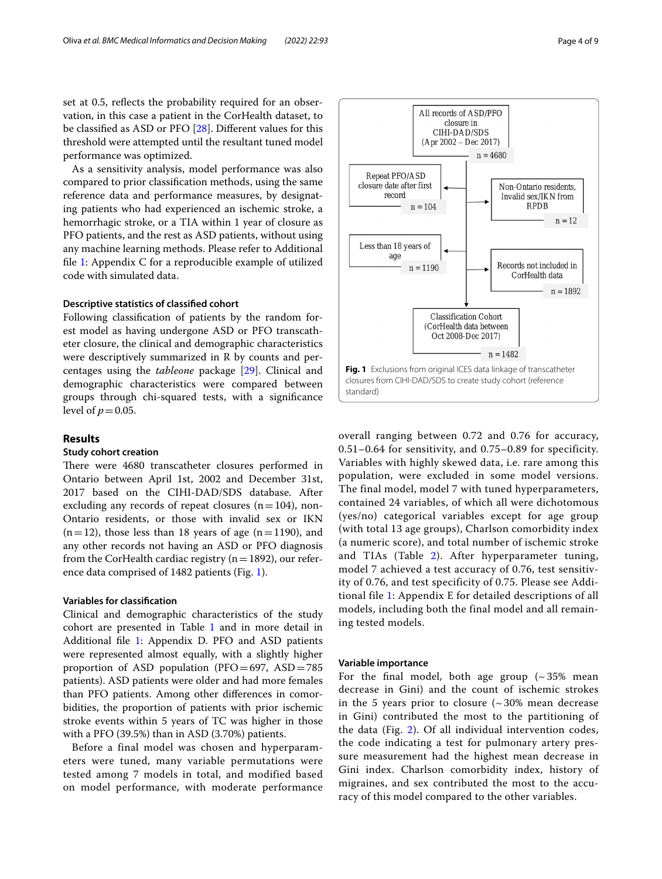set at 0.5, reflects the probability required for an observation, in this case a patient in the CorHealth dataset, to be classified as ASD or PFO [28]. Different values for this threshold were attempted until the resultant tuned model performance was optimized.

As a sensitivity analysis, model performance was also compared to prior classification methods, using the same reference data and performance measures, by designating patients who had experienced an ischemic stroke, a hemorrhagic stroke, or a TIA within 1 year of closure as PFO patients, and the rest as ASD patients, without using any machine learning methods. Please refer to Additional file 1: Appendix C for a reproducible example of utilized code with simulated data.

### Descriptive statistics of classified cohort

Following classification of patients by the random forest model as having undergone ASD or PFO transcatheter closure, the clinical and demographic characteristics were descriptively summarized in R by counts and percentages using the *tableone* package [29]. Clinical and demographic characteristics were compared between groups through chi-squared tests, with a significance level of $p = 0.05$.

## Results

### Study cohort creation

There were 4680 transcatheter closures performed in Ontario between April 1st, 2002 and December 31st, 2017 based on the CIHI-DAD/SDS database. After excluding any records of repeat closures (n = 104), non-Ontario residents, or those with invalid sex or IKN (n = 12), those less than 18 years of age (n = 1190), and any other records not having an ASD or PFO diagnosis from the CorHealth cardiac registry (n = 1892), our reference data comprised of 1482 patients (Fig. 1).

- All records of ASD/PFO closure in CIHI-DAD/SDS (Apr 2002 – Dec 2017): n = 4680
  - Repeat PFO/ASD closure date after first record: n = 104
  - Non-Ontario residents, Invalid sex/IKN from RPDB: n = 12
  - Less than 18 years of age: n = 1190
  - Records not included in CorHealth data: n = 1892
- Classification Cohort (CorHealth data between Oct 2008-Dec 2017): n = 1482

**Fig. 1** Exclusions from original ICES data linkage of transcatheter closures from CIHI-DAD/SDS to create study cohort (reference standard)

### Variables for classification

Clinical and demographic characteristics of the study cohort are presented in Table 1 and in more detail in Additional file 1: Appendix D. PFO and ASD patients were represented almost equally, with a slightly higher proportion of ASD population (PFO = 697, ASD = 785 patients). ASD patients were older and had more females than PFO patients. Among other differences in comorbidities, the proportion of patients with prior ischemic stroke events within 5 years of TC was higher in those with a PFO (39.5%) than in ASD (3.70%) patients.

Before a final model was chosen and hyperparameters were tuned, many variable permutations were tested among 7 models in total, and modified based on model performance, with moderate performance overall ranging between 0.72 and 0.76 for accuracy, 0.51–0.64 for sensitivity, and 0.75–0.89 for specificity. Variables with highly skewed data, i.e. rare among this population, were excluded in some model versions. The final model, model 7 with tuned hyperparameters, contained 24 variables, of which all were dichotomous (yes/no) categorical variables except for age group (with total 13 age groups), Charlson comorbidity index (a numeric score), and total number of ischemic stroke and TIAs (Table 2). After hyperparameter tuning, model 7 achieved a test accuracy of 0.76, test sensitivity of 0.76, and test specificity of 0.75. Please see Additional file 1: Appendix E for detailed descriptions of all models, including both the final model and all remaining tested models.

### Variable importance

For the final model, both age group (~ 35% mean decrease in Gini) and the count of ischemic strokes in the 5 years prior to closure (~ 30% mean decrease in Gini) contributed the most to the partitioning of the data (Fig. 2). Of all individual intervention codes, the code indicating a test for pulmonary artery pressure measurement had the highest mean decrease in Gini index. Charlson comorbidity index, history of migraines, and sex contributed the most to the accuracy of this model compared to the other variables.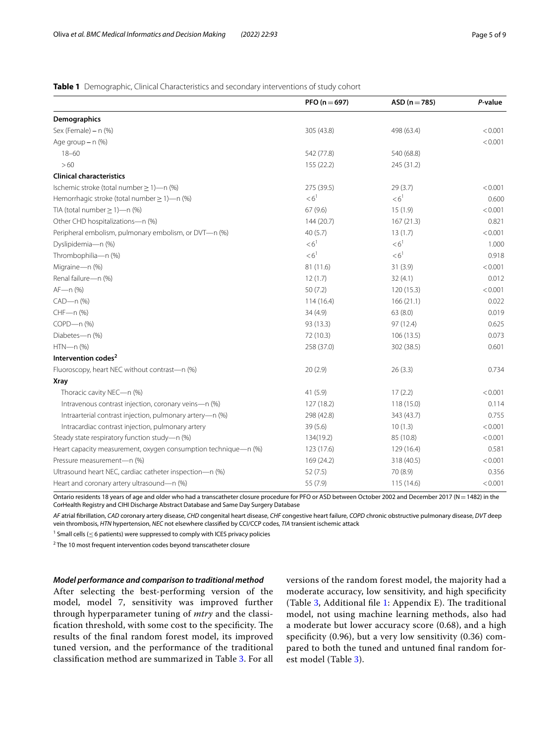**Table 1** Demographic, Clinical Characteristics and secondary interventions of study cohort

| | PFO (n = 697) | ASD (n = 785) | *P*-value |
|---|---|---|---|
| **Demographics** | | | |
| Sex (Female) – n (%) | 305 (43.8) | 498 (63.4) | < 0.001 |
| Age group – n (%) | | | < 0.001 |
| 18–60 | 542 (77.8) | 540 (68.8) | |
| > 60 | 155 (22.2) | 245 (31.2) | |
| **Clinical characteristics** | | | |
| Ischemic stroke (total number ≥ 1)—n (%) | 275 (39.5) | 29 (3.7) | < 0.001 |
| Hemorrhagic stroke (total number ≥ 1)—n (%) | < 6[1] | < 6[1] | 0.600 |
| TIA (total number ≥ 1)—n (%) | 67 (9.6) | 15 (1.9) | < 0.001 |
| Other CHD hospitalizations—n (%) | 144 (20.7) | 167 (21.3) | 0.821 |
| Peripheral embolism, pulmonary embolism, or DVT—n (%) | 40 (5.7) | 13 (1.7) | < 0.001 |
| Dyslipidemia—n (%) | < 6[1] | < 6[1] | 1.000 |
| Thrombophilia—n (%) | < 6[1] | < 6[1] | 0.918 |
| Migraine—n (%) | 81 (11.6) | 31 (3.9) | < 0.001 |
| Renal failure—n (%) | 12 (1.7) | 32 (4.1) | 0.012 |
| AF—n (%) | 50 (7.2) | 120 (15.3) | < 0.001 |
| CAD—n (%) | 114 (16.4) | 166 (21.1) | 0.022 |
| CHF—n (%) | 34 (4.9) | 63 (8.0) | 0.019 |
| COPD—n (%) | 93 (13.3) | 97 (12.4) | 0.625 |
| Diabetes—n (%) | 72 (10.3) | 106 (13.5) | 0.073 |
| HTN—n (%) | 258 (37.0) | 302 (38.5) | 0.601 |
| **Intervention codes[2]** | | | |
| Fluoroscopy, heart NEC without contrast—n (%) | 20 (2.9) | 26 (3.3) | 0.734 |
| **Xray** | | | |
| Thoracic cavity NEC—n (%) | 41 (5.9) | 17 (2.2) | < 0.001 |
| Intravenous contrast injection, coronary veins—n (%) | 127 (18.2) | 118 (15.0) | 0.114 |
| Intraarterial contrast injection, pulmonary artery—n (%) | 298 (42.8) | 343 (43.7) | 0.755 |
| Intracardiac contrast injection, pulmonary artery | 39 (5.6) | 10 (1.3) | < 0.001 |
| Steady state respiratory function study—n (%) | 134(19.2) | 85 (10.8) | < 0.001 |
| Heart capacity measurement, oxygen consumption technique—n (%) | 123 (17.6) | 129 (16.4) | 0.581 |
| Pressure measurement—n (%) | 169 (24.2) | 318 (40.5) | < 0.001 |
| Ultrasound heart NEC, cardiac catheter inspection—n (%) | 52 (7.5) | 70 (8.9) | 0.356 |
| Heart and coronary artery ultrasound—n (%) | 55 (7.9) | 115 (14.6) | < 0.001 |

Ontario residents 18 years of age and older who had a transcatheter closure procedure for PFO or ASD between October 2002 and December 2017 (N = 1482) in the CorHealth Registry and CIHI Discharge Abstract Database and Same Day Surgery Database

*AF* atrial fibrillation, *CAD* coronary artery disease, *CHD* congenital heart disease, *CHF* congestive heart failure, *COPD* chronic obstructive pulmonary disease, *DVT* deep vein thrombosis, *HTN* hypertension, *NEC* not elsewhere classified by CCI/CCP codes, *TIA* transient ischemic attack

[1] Small cells (≤ 6 patients) were suppressed to comply with ICES privacy policies

[2] The 10 most frequent intervention codes beyond transcatheter closure

### *Model performance and comparison to traditional method*

After selecting the best-performing version of the model, model 7, sensitivity was improved further through hyperparameter tuning of *mtry* and the classification threshold, with some cost to the specificity. The results of the final random forest model, its improved tuned version, and the performance of the traditional classification method are summarized in Table 3. For all versions of the random forest model, the majority had a moderate accuracy, low sensitivity, and high specificity (Table 3, Additional file 1: Appendix E). The traditional model, not using machine learning methods, also had a moderate but lower accuracy score (0.68), and a high specificity (0.96), but a very low sensitivity (0.36) compared to both the tuned and untuned final random forest model (Table 3).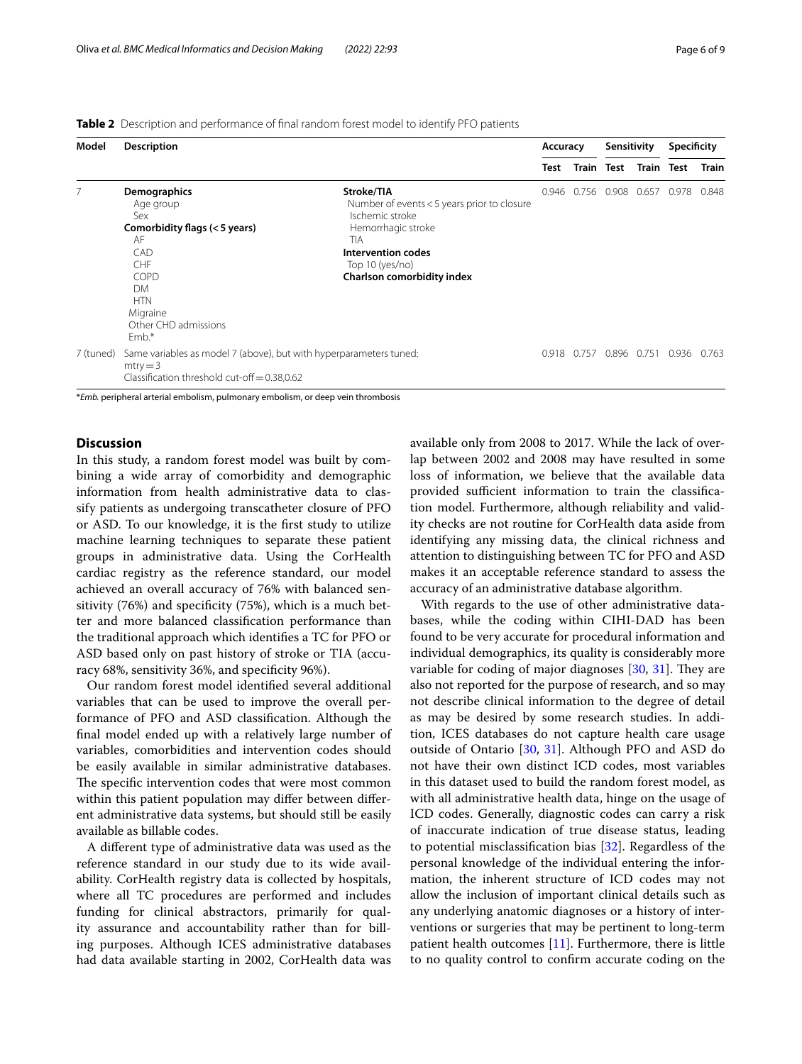**Table 2** Description and performance of final random forest model to identify PFO patients

| Model | Description | | Accuracy | | Sensitivity | | Specificity | |
|---|---|---|---|---|---|---|---|---|
| | | | Test | Train | Test | Train | Test | Train |
| 7 | **Demographics**<br>Age group<br>Sex<br>**Comorbidity flags (< 5 years)**<br>AF<br>CAD<br>CHF<br>COPD<br>DM<br>HTN<br>Migraine<br>Other CHD admissions<br>Emb.* | **Stroke/TIA**<br>Number of events < 5 years prior to closure<br>Ischemic stroke<br>Hemorrhagic stroke<br>TIA<br>**Intervention codes**<br>Top 10 (yes/no)<br>**Charlson comorbidity index** | 0.946 | 0.756 | 0.908 | 0.657 | 0.978 | 0.848 |
| 7 (tuned) | Same variables as model 7 (above), but with hyperparameters tuned:<br>mtry = 3<br>Classification threshold cut-off = 0.38,0.62 | | 0.918 | 0.757 | 0.896 | 0.751 | 0.936 | 0.763 |

*Emb. peripheral arterial embolism, pulmonary embolism, or deep vein thrombosis

## Discussion

In this study, a random forest model was built by combining a wide array of comorbidity and demographic information from health administrative data to classify patients as undergoing transcatheter closure of PFO or ASD. To our knowledge, it is the first study to utilize machine learning techniques to separate these patient groups in administrative data. Using the CorHealth cardiac registry as the reference standard, our model achieved an overall accuracy of 76% with balanced sensitivity (76%) and specificity (75%), which is a much better and more balanced classification performance than the traditional approach which identifies a TC for PFO or ASD based only on past history of stroke or TIA (accuracy 68%, sensitivity 36%, and specificity 96%).

Our random forest model identified several additional variables that can be used to improve the overall performance of PFO and ASD classification. Although the final model ended up with a relatively large number of variables, comorbidities and intervention codes should be easily available in similar administrative databases. The specific intervention codes that were most common within this patient population may differ between different administrative data systems, but should still be easily available as billable codes.

A different type of administrative data was used as the reference standard in our study due to its wide availability. CorHealth registry data is collected by hospitals, where all TC procedures are performed and includes funding for clinical abstractors, primarily for quality assurance and accountability rather than for billing purposes. Although ICES administrative databases had data available starting in 2002, CorHealth data was available only from 2008 to 2017. While the lack of overlap between 2002 and 2008 may have resulted in some loss of information, we believe that the available data provided sufficient information to train the classification model. Furthermore, although reliability and validity checks are not routine for CorHealth data aside from identifying any missing data, the clinical richness and attention to distinguishing between TC for PFO and ASD makes it an acceptable reference standard to assess the accuracy of an administrative database algorithm.

With regards to the use of other administrative databases, while the coding within CIHI-DAD has been found to be very accurate for procedural information and individual demographics, its quality is considerably more variable for coding of major diagnoses [30, 31]. They are also not reported for the purpose of research, and so may not describe clinical information to the degree of detail as may be desired by some research studies. In addition, ICES databases do not capture health care usage outside of Ontario [30, 31]. Although PFO and ASD do not have their own distinct ICD codes, most variables in this dataset used to build the random forest model, as with all administrative health data, hinge on the usage of ICD codes. Generally, diagnostic codes can carry a risk of inaccurate indication of true disease status, leading to potential misclassification bias [32]. Regardless of the personal knowledge of the individual entering the information, the inherent structure of ICD codes may not allow the inclusion of important clinical details such as any underlying anatomic diagnoses or a history of interventions or surgeries that may be pertinent to long-term patient health outcomes [11]. Furthermore, there is little to no quality control to confirm accurate coding on the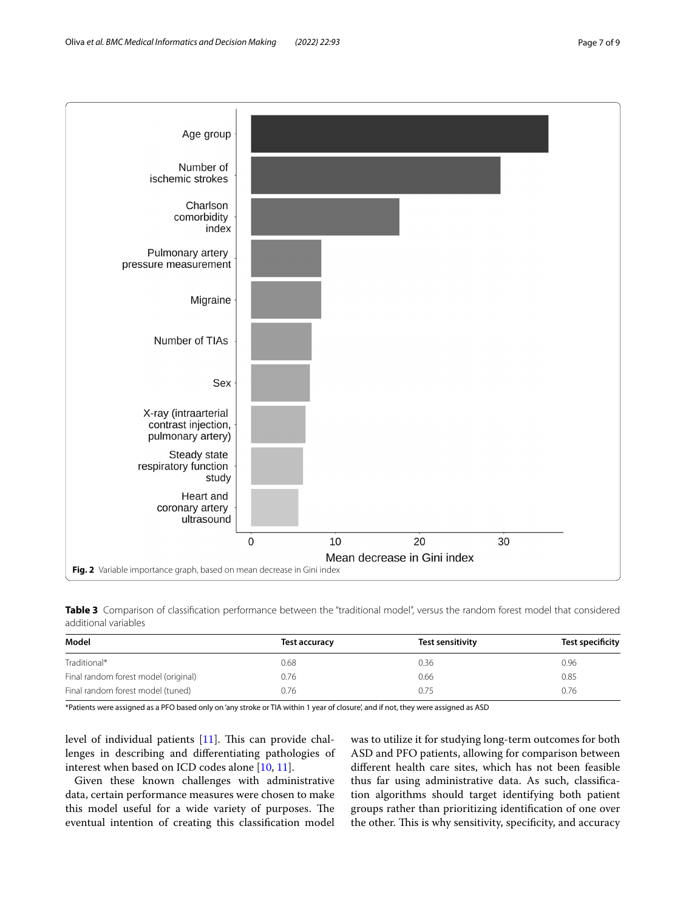Fig. 2 Variable importance graph, based on mean decrease in Gini index

**Table 3** Comparison of classification performance between the "traditional model", versus the random forest model that considered additional variables

| Model | Test accuracy | Test sensitivity | Test specificity |
|---|---|---|---|
| Traditional* | 0.68 | 0.36 | 0.96 |
| Final random forest model (original) | 0.76 | 0.66 | 0.85 |
| Final random forest model (tuned) | 0.76 | 0.75 | 0.76 |

*Patients were assigned as a PFO based only on 'any stroke or TIA within 1 year of closure', and if not, they were assigned as ASD

level of individual patients [11]. This can provide challenges in describing and differentiating pathologies of interest when based on ICD codes alone [10, 11].

Given these known challenges with administrative data, certain performance measures were chosen to make this model useful for a wide variety of purposes. The eventual intention of creating this classification model was to utilize it for studying long-term outcomes for both ASD and PFO patients, allowing for comparison between different health care sites, which has not been feasible thus far using administrative data. As such, classification algorithms should target identifying both patient groups rather than prioritizing identification of one over the other. This is why sensitivity, specificity, and accuracy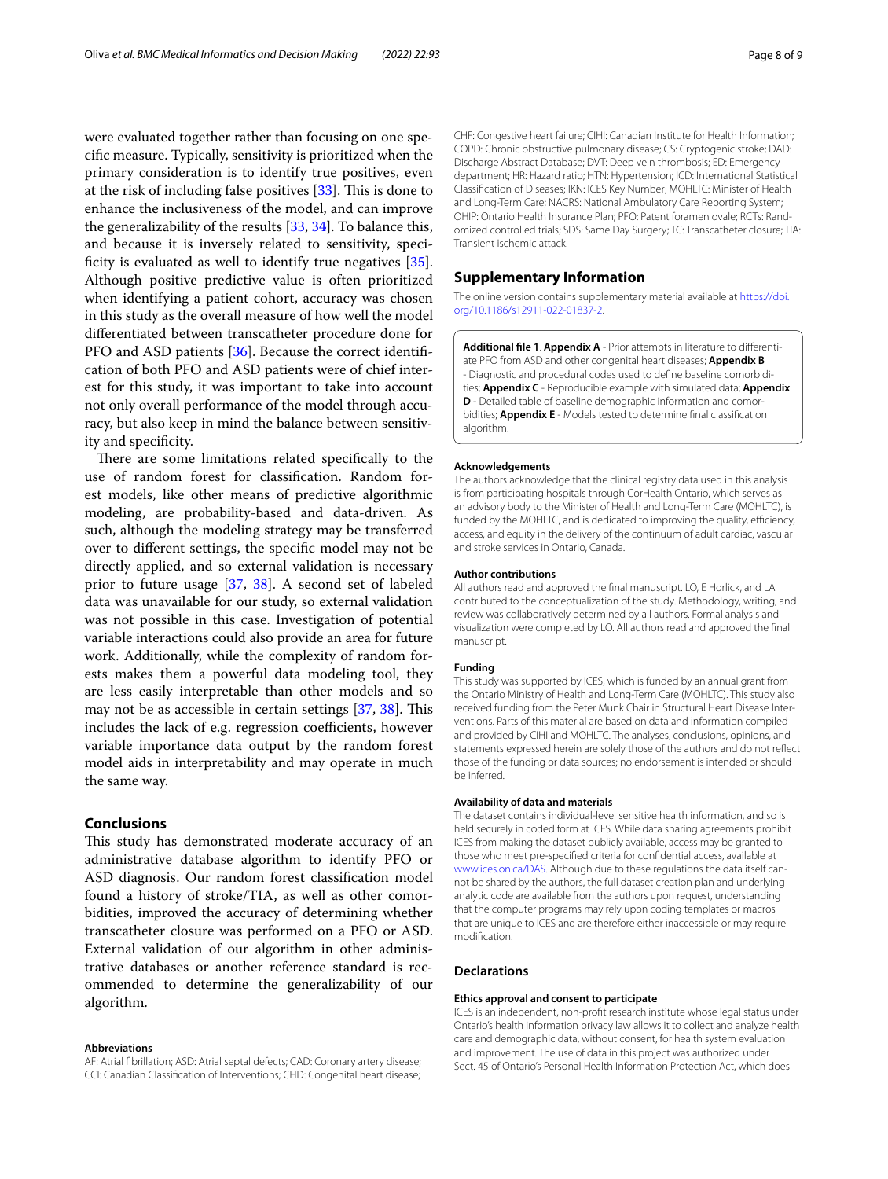were evaluated together rather than focusing on one specific measure. Typically, sensitivity is prioritized when the primary consideration is to identify true positives, even at the risk of including false positives [33]. This is done to enhance the inclusiveness of the model, and can improve the generalizability of the results [33, 34]. To balance this, and because it is inversely related to sensitivity, specificity is evaluated as well to identify true negatives [35]. Although positive predictive value is often prioritized when identifying a patient cohort, accuracy was chosen in this study as the overall measure of how well the model differentiated between transcatheter procedure done for PFO and ASD patients [36]. Because the correct identification of both PFO and ASD patients were of chief interest for this study, it was important to take into account not only overall performance of the model through accuracy, but also keep in mind the balance between sensitivity and specificity.

There are some limitations related specifically to the use of random forest for classification. Random forest models, like other means of predictive algorithmic modeling, are probability-based and data-driven. As such, although the modeling strategy may be transferred over to different settings, the specific model may not be directly applied, and so external validation is necessary prior to future usage [37, 38]. A second set of labeled data was unavailable for our study, so external validation was not possible in this case. Investigation of potential variable interactions could also provide an area for future work. Additionally, while the complexity of random forests makes them a powerful data modeling tool, they are less easily interpretable than other models and so may not be as accessible in certain settings [37, 38]. This includes the lack of e.g. regression coefficients, however variable importance data output by the random forest model aids in interpretability and may operate in much the same way.

## Conclusions

This study has demonstrated moderate accuracy of an administrative database algorithm to identify PFO or ASD diagnosis. Our random forest classification model found a history of stroke/TIA, as well as other comorbidities, improved the accuracy of determining whether transcatheter closure was performed on a PFO or ASD. External validation of our algorithm in other administrative databases or another reference standard is recommended to determine the generalizability of our algorithm.

#### Abbreviations

AF: Atrial fibrillation; ASD: Atrial septal defects; CAD: Coronary artery disease; CCI: Canadian Classification of Interventions; CHD: Congenital heart disease; CHF: Congestive heart failure; CIHI: Canadian Institute for Health Information; COPD: Chronic obstructive pulmonary disease; CS: Cryptogenic stroke; DAD: Discharge Abstract Database; DVT: Deep vein thrombosis; ED: Emergency department; HR: Hazard ratio; HTN: Hypertension; ICD: International Statistical Classification of Diseases; IKN: ICES Key Number; MOHLTC: Minister of Health and Long-Term Care; NACRS: National Ambulatory Care Reporting System; OHIP: Ontario Health Insurance Plan; PFO: Patent foramen ovale; RCTs: Randomized controlled trials; SDS: Same Day Surgery; TC: Transcatheter closure; TIA: Transient ischemic attack.

## Supplementary Information

The online version contains supplementary material available at https://doi.org/10.1186/s12911-022-01837-2.

**Additional file 1**. **Appendix A** - Prior attempts in literature to differentiate PFO from ASD and other congenital heart diseases; **Appendix B** - Diagnostic and procedural codes used to define baseline comorbidities; **Appendix C** - Reproducible example with simulated data; **Appendix D** - Detailed table of baseline demographic information and comorbidities; **Appendix E** - Models tested to determine final classification algorithm.

#### Acknowledgements

The authors acknowledge that the clinical registry data used in this analysis is from participating hospitals through CorHealth Ontario, which serves as an advisory body to the Minister of Health and Long-Term Care (MOHLTC), is funded by the MOHLTC, and is dedicated to improving the quality, efficiency, access, and equity in the delivery of the continuum of adult cardiac, vascular and stroke services in Ontario, Canada.

#### Author contributions

All authors read and approved the final manuscript. LO, E Horlick, and LA contributed to the conceptualization of the study. Methodology, writing, and review was collaboratively determined by all authors. Formal analysis and visualization were completed by LO. All authors read and approved the final manuscript.

#### Funding

This study was supported by ICES, which is funded by an annual grant from the Ontario Ministry of Health and Long-Term Care (MOHLTC). This study also received funding from the Peter Munk Chair in Structural Heart Disease Interventions. Parts of this material are based on data and information compiled and provided by CIHI and MOHLTC. The analyses, conclusions, opinions, and statements expressed herein are solely those of the authors and do not reflect those of the funding or data sources; no endorsement is intended or should be inferred.

#### Availability of data and materials

The dataset contains individual-level sensitive health information, and so is held securely in coded form at ICES. While data sharing agreements prohibit ICES from making the dataset publicly available, access may be granted to those who meet pre-specified criteria for confidential access, available at www.ices.on.ca/DAS. Although due to these regulations the data itself cannot be shared by the authors, the full dataset creation plan and underlying analytic code are available from the authors upon request, understanding that the computer programs may rely upon coding templates or macros that are unique to ICES and are therefore either inaccessible or may require modification.

## Declarations

#### Ethics approval and consent to participate

ICES is an independent, non-profit research institute whose legal status under Ontario's health information privacy law allows it to collect and analyze health care and demographic data, without consent, for health system evaluation and improvement. The use of data in this project was authorized under Sect. 45 of Ontario's Personal Health Information Protection Act, which does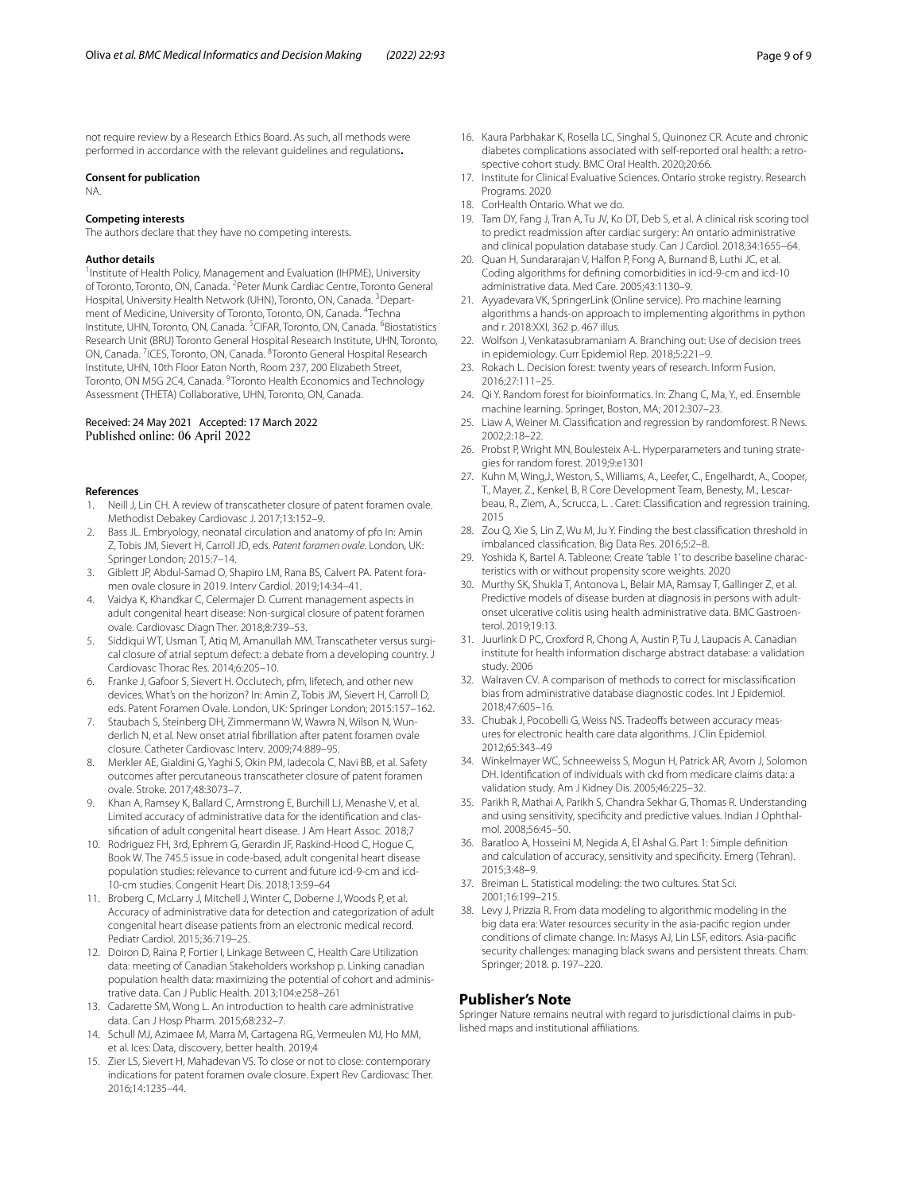not require review by a Research Ethics Board. As such, all methods were performed in accordance with the relevant guidelines and regulations**.**

#### Consent for publication

NA.

#### Competing interests

The authors declare that they have no competing interests.

#### Author details

[1]Institute of Health Policy, Management and Evaluation (IHPME), University of Toronto, Toronto, ON, Canada. [2]Peter Munk Cardiac Centre, Toronto General Hospital, University Health Network (UHN), Toronto, ON, Canada. [3]Department of Medicine, University of Toronto, Toronto, ON, Canada. [4]Techna Institute, UHN, Toronto, ON, Canada. [5]CIFAR, Toronto, ON, Canada. [6]Biostatistics Research Unit (BRU) Toronto General Hospital Research Institute, UHN, Toronto, ON, Canada. [7]ICES, Toronto, ON, Canada. [8]Toronto General Hospital Research Institute, UHN, 10th Floor Eaton North, Room 237, 200 Elizabeth Street, Toronto, ON M5G 2C4, Canada. [9]Toronto Health Economics and Technology Assessment (THETA) Collaborative, UHN, Toronto, ON, Canada.

Received: 24 May 2021 Accepted: 17 March 2022
Published online: 06 April 2022

#### References

1. Neill J, Lin CH. A review of transcatheter closure of patent foramen ovale. Methodist Debakey Cardiovasc J. 2017;13:152–9.
2. Bass JL. Embryology, neonatal circulation and anatomy of pfo In: Amin Z, Tobis JM, Sievert H, Carroll JD, eds. *Patent foramen ovale*. London, UK: Springer London; 2015:7–14.
3. Giblett JP, Abdul-Samad O, Shapiro LM, Rana BS, Calvert PA. Patent foramen ovale closure in 2019. Interv Cardiol. 2019;14:34–41.
4. Vaidya K, Khandkar C, Celermajer D. Current management aspects in adult congenital heart disease: Non-surgical closure of patent foramen ovale. Cardiovasc Diagn Ther. 2018;8:739–53.
5. Siddiqui WT, Usman T, Atiq M, Amanullah MM. Transcatheter versus surgical closure of atrial septum defect: a debate from a developing country. J Cardiovasc Thorac Res. 2014;6:205–10.
6. Franke J, Gafoor S, Sievert H. Occlutech, pfm, lifetech, and other new devices. What's on the horizon? In: Amin Z, Tobis JM, Sievert H, Carroll D, eds. Patent Foramen Ovale. London, UK: Springer London; 2015:157–162.
7. Staubach S, Steinberg DH, Zimmermann W, Wawra N, Wilson N, Wunderlich N, et al. New onset atrial fibrillation after patent foramen ovale closure. Catheter Cardiovasc Interv. 2009;74:889–95.
8. Merkler AE, Gialdini G, Yaghi S, Okin PM, Iadecola C, Navi BB, et al. Safety outcomes after percutaneous transcatheter closure of patent foramen ovale. Stroke. 2017;48:3073–7.
9. Khan A, Ramsey K, Ballard C, Armstrong E, Burchill LJ, Menashe V, et al. Limited accuracy of administrative data for the identification and classification of adult congenital heart disease. J Am Heart Assoc. 2018;7
10. Rodriguez FH, 3rd, Ephrem G, Gerardin JF, Raskind-Hood C, Hogue C, Book W. The 745.5 issue in code-based, adult congenital heart disease population studies: relevance to current and future icd-9-cm and icd-10-cm studies. Congenit Heart Dis. 2018;13:59–64
11. Broberg C, McLarry J, Mitchell J, Winter C, Doberne J, Woods P, et al. Accuracy of administrative data for detection and categorization of adult congenital heart disease patients from an electronic medical record. Pediatr Cardiol. 2015;36:719–25.
12. Doiron D, Raina P, Fortier I, Linkage Between C, Health Care Utilization data: meeting of Canadian Stakeholders workshop p. Linking canadian population health data: maximizing the potential of cohort and administrative data. Can J Public Health. 2013;104:e258–261
13. Cadarette SM, Wong L. An introduction to health care administrative data. Can J Hosp Pharm. 2015;68:232–7.
14. Schull MJ, Azimaee M, Marra M, Cartagena RG, Vermeulen MJ, Ho MM, et al. Ices: Data, discovery, better health. 2019;4
15. Zier LS, Sievert H, Mahadevan VS. To close or not to close: contemporary indications for patent foramen ovale closure. Expert Rev Cardiovasc Ther. 2016;14:1235–44.
16. Kaura Parbhakar K, Rosella LC, Singhal S, Quinonez CR. Acute and chronic diabetes complications associated with self-reported oral health: a retrospective cohort study. BMC Oral Health. 2020;20:66.
17. Institute for Clinical Evaluative Sciences. Ontario stroke registry. Research Programs. 2020
18. CorHealth Ontario. What we do.
19. Tam DY, Fang J, Tran A, Tu JV, Ko DT, Deb S, et al. A clinical risk scoring tool to predict readmission after cardiac surgery: An ontario administrative and clinical population database study. Can J Cardiol. 2018;34:1655–64.
20. Quan H, Sundararajan V, Halfon P, Fong A, Burnand B, Luthi JC, et al. Coding algorithms for defining comorbidities in icd-9-cm and icd-10 administrative data. Med Care. 2005;43:1130–9.
21. Ayyadevara VK, SpringerLink (Online service). Pro machine learning algorithms a hands-on approach to implementing algorithms in python and r. 2018:XXI, 362 p. 467 illus.
22. Wolfson J, Venkatasubramaniam A. Branching out: Use of decision trees in epidemiology. Curr Epidemiol Rep. 2018;5:221–9.
23. Rokach L. Decision forest: twenty years of research. Inform Fusion. 2016;27:111–25.
24. Qi Y. Random forest for bioinformatics. In: Zhang C, Ma, Y., ed. Ensemble machine learning. Springer, Boston, MA; 2012:307–23.
25. Liaw A, Weiner M. Classification and regression by randomforest. R News. 2002;2:18–22.
26. Probst P, Wright MN, Boulesteix A-L. Hyperparameters and tuning strategies for random forest. 2019;9:e1301
27. Kuhn M, Wing,J., Weston, S., Williams, A., Leefer, C., Engelhardt, A., Cooper, T., Mayer, Z., Kenkel, B, R Core Development Team, Benesty, M., Lescarbeau, R., Ziem, A., Scrucca, L. . Caret: Classification and regression training. 2015
28. Zou Q, Xie S, Lin Z, Wu M, Ju Y. Finding the best classification threshold in imbalanced classification. Big Data Res. 2016;5:2–8.
29. Yoshida K, Bartel A. Tableone: Create 'table 1' to describe baseline characteristics with or without propensity score weights. 2020
30. Murthy SK, Shukla T, Antonova L, Belair MA, Ramsay T, Gallinger Z, et al. Predictive models of disease burden at diagnosis in persons with adult-onset ulcerative colitis using health administrative data. BMC Gastroenterol. 2019;19:13.
31. Juurlink D PC, Croxford R, Chong A, Austin P, Tu J, Laupacis A. Canadian institute for health information discharge abstract database: a validation study. 2006
32. Walraven CV. A comparison of methods to correct for misclassification bias from administrative database diagnostic codes. Int J Epidemiol. 2018;47:605–16.
33. Chubak J, Pocobelli G, Weiss NS. Tradeoffs between accuracy measures for electronic health care data algorithms. J Clin Epidemiol. 2012;65:343–49
34. Winkelmayer WC, Schneeweiss S, Mogun H, Patrick AR, Avorn J, Solomon DH. Identification of individuals with ckd from medicare claims data: a validation study. Am J Kidney Dis. 2005;46:225–32.
35. Parikh R, Mathai A, Parikh S, Chandra Sekhar G, Thomas R. Understanding and using sensitivity, specificity and predictive values. Indian J Ophthalmol. 2008;56:45–50.
36. Baratloo A, Hosseini M, Negida A, El Ashal G. Part 1: Simple definition and calculation of accuracy, sensitivity and specificity. Emerg (Tehran). 2015;3:48–9.
37. Breiman L. Statistical modeling: the two cultures. Stat Sci. 2001;16:199–215.
38. Levy J, Prizzia R. From data modeling to algorithmic modeling in the big data era: Water resources security in the asia-pacific region under conditions of climate change. In: Masys AJ, Lin LSF, editors. Asia-pacific security challenges: managing black swans and persistent threats. Cham: Springer; 2018. p. 197–220.

## Publisher's Note

Springer Nature remains neutral with regard to jurisdictional claims in published maps and institutional affiliations.